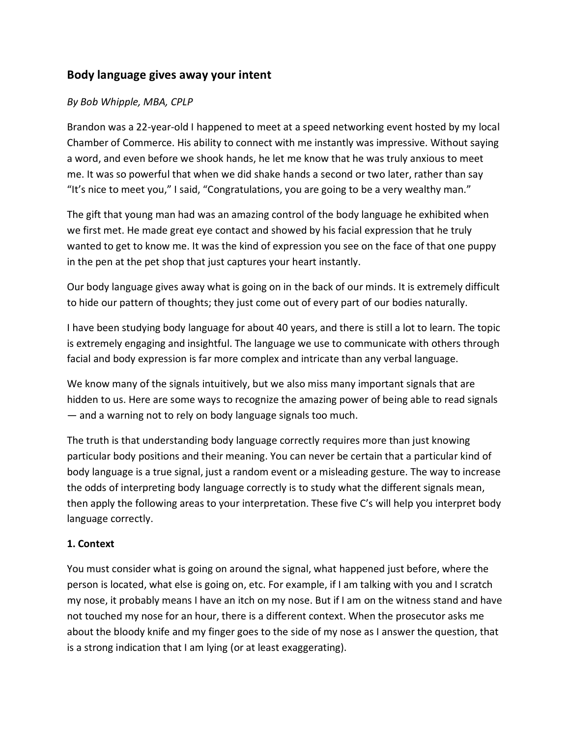## Body language gives away your intent

*By Bob Whipple, MBA, CPLP*

Brandon was a 22-year-old I happened to meet at a speed networking event hosted by my local Chamber of Commerce. His ability to connect with me instantly was impressive. Without saying a word, and even before we shook hands, he let me know that he was truly anxious to meet me. It was so powerful that when we did shake hands a second or two later, rather than say "It's nice to meet you," I said, "Congratulations, you are going to be a very wealthy man."

The gift that young man had was an amazing control of the body language he exhibited when we first met. He made great eye contact and showed by his facial expression that he truly wanted to get to know me. It was the kind of expression you see on the face of that one puppy in the pen at the pet shop that just captures your heart instantly.

Our body language gives away what is going on in the back of our minds. It is extremely difficult to hide our pattern of thoughts; they just come out of every part of our bodies naturally.

I have been studying body language for about 40 years, and there is still a lot to learn. The topic is extremely engaging and insightful. The language we use to communicate with others through facial and body expression is far more complex and intricate than any verbal language.

We know many of the signals intuitively, but we also miss many important signals that are hidden to us. Here are some ways to recognize the amazing power of being able to read signals — and a warning not to rely on body language signals too much.

The truth is that understanding body language correctly requires more than just knowing particular body positions and their meaning. You can never be certain that a particular kind of body language is a true signal, just a random event or a misleading gesture. The way to increase the odds of interpreting body language correctly is to study what the different signals mean, then apply the following areas to your interpretation. These five C's will help you interpret body language correctly.

### 1. Context

You must consider what is going on around the signal, what happened just before, where the person is located, what else is going on, etc. For example, if I am talking with you and I scratch my nose, it probably means I have an itch on my nose. But if I am on the witness stand and have not touched my nose for an hour, there is a different context. When the prosecutor asks me about the bloody knife and my finger goes to the side of my nose as I answer the question, that is a strong indication that I am lying (or at least exaggerating).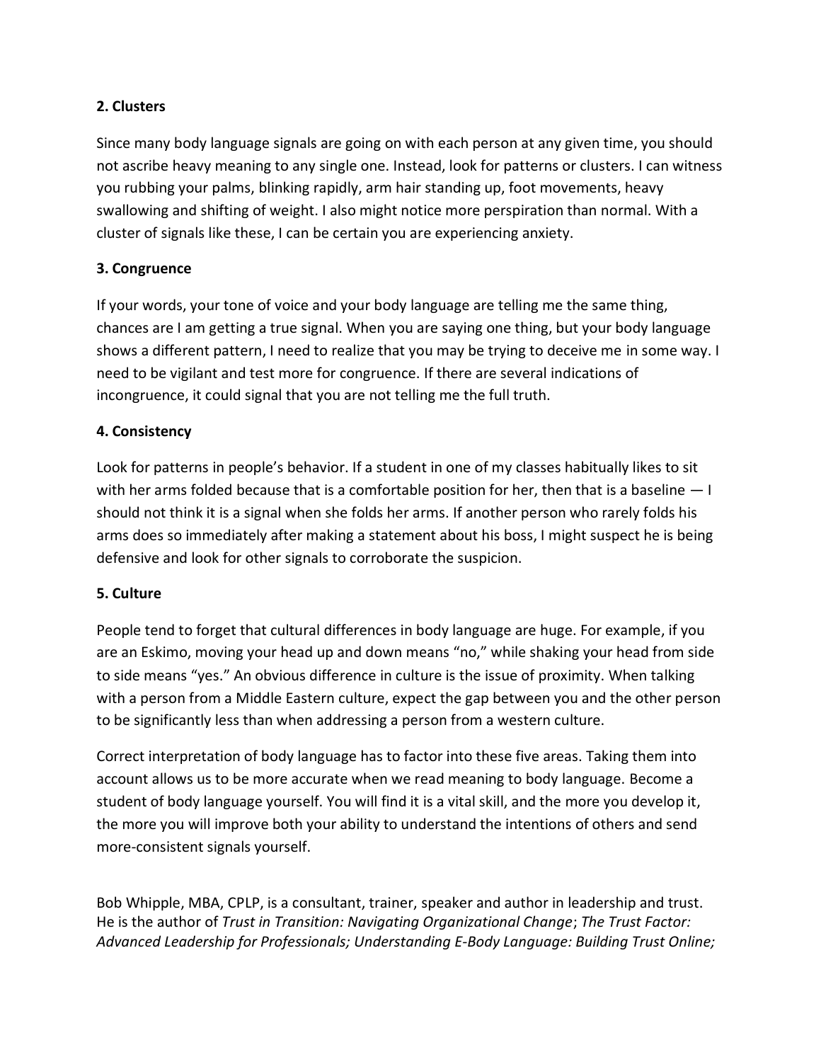**2. Clusters**

Since many body language signals are going on with each person at any given time, you should not ascribe heavy meaning to any single one. Instead, look for patterns or clusters. I can witness you rubbing your palms, blinking rapidly, arm hair standing up, foot movements, heavy swallowing and shifting of weight. I also might notice more perspiration than normal. With a cluster of signals like these, I can be certain you are experiencing anxiety.

**3. Congruence**

If your words, your tone of voice and your body language are telling me the same thing, chances are I am getting a true signal. When you are saying one thing, but your body language shows a different pattern, I need to realize that you may be trying to deceive me in some way. I need to be vigilant and test more for congruence. If there are several indications of incongruence, it could signal that you are not telling me the full truth.

**4. Consistency**

Look for patterns in people's behavior. If a student in one of my classes habitually likes to sit with her arms folded because that is a comfortable position for her, then that is a baseline — I should not think it is a signal when she folds her arms. If another person who rarely folds his arms does so immediately after making a statement about his boss, I might suspect he is being defensive and look for other signals to corroborate the suspicion.

**5. Culture**

People tend to forget that cultural differences in body language are huge. For example, if you are an Eskimo, moving your head up and down means "no," while shaking your head from side to side means "yes." An obvious difference in culture is the issue of proximity. When talking with a person from a Middle Eastern culture, expect the gap between you and the other person to be significantly less than when addressing a person from a western culture.

Correct interpretation of body language has to factor into these five areas. Taking them into account allows us to be more accurate when we read meaning to body language. Become a student of body language yourself. You will find it is a vital skill, and the more you develop it, the more you will improve both your ability to understand the intentions of others and send more-consistent signals yourself.

Bob Whipple, MBA, CPLP, is a consultant, trainer, speaker and author in leadership and trust. He is the author of *Trust in Transition: Navigating Organizational Change*; *The Trust Factor: Advanced Leadership for Professionals; Understanding E-Body Language: Building Trust Online;*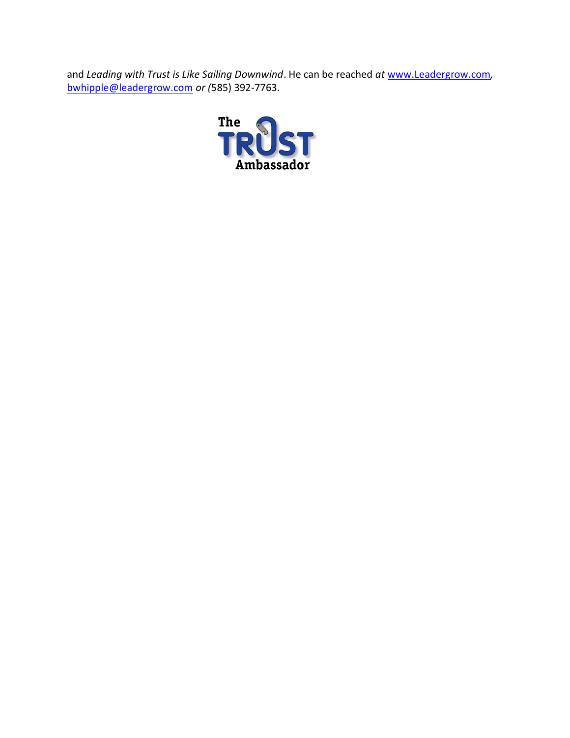and *Leading with Trust is Like Sailing Downwind*. He can be reached *at* www.Leadergrow.com*,* bwhipple@leadergrow.com *or (*585) 392-7763.